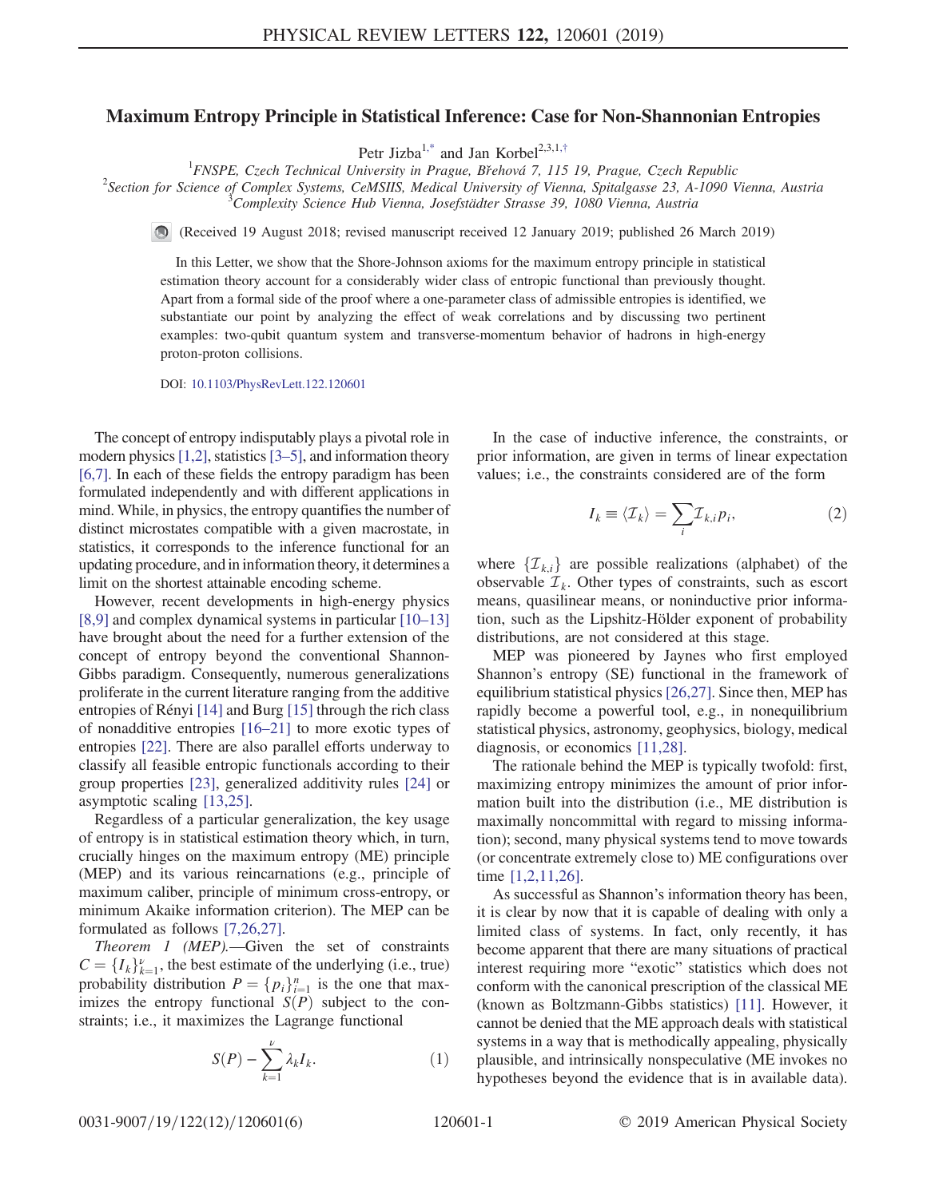# Maximum Entropy Principle in Statistical Inference: Case for Non-Shannonian Entropies

Petr Jizba[1,*] and Jan Korbel[2,3,1,†]

[1]FNSPE, Czech Technical University in Prague, Břehová 7, 115 19, Prague, Czech Republic
[2]Section for Science of Complex Systems, CeMSIIS, Medical University of Vienna, Spitalgasse 23, A-1090 Vienna, Austria
[3]Complexity Science Hub Vienna, Josefstädter Strasse 39, 1080 Vienna, Austria

(Received 19 August 2018; revised manuscript received 12 January 2019; published 26 March 2019)

In this Letter, we show that the Shore-Johnson axioms for the maximum entropy principle in statistical estimation theory account for a considerably wider class of entropic functional than previously thought. Apart from a formal side of the proof where a one-parameter class of admissible entropies is identified, we substantiate our point by analyzing the effect of weak correlations and by discussing two pertinent examples: two-qubit quantum system and transverse-momentum behavior of hadrons in high-energy proton-proton collisions.

DOI: 10.1103/PhysRevLett.122.120601

The concept of entropy indisputably plays a pivotal role in modern physics [1,2], statistics [3–5], and information theory [6,7]. In each of these fields the entropy paradigm has been formulated independently and with different applications in mind. While, in physics, the entropy quantifies the number of distinct microstates compatible with a given macrostate, in statistics, it corresponds to the inference functional for an updating procedure, and in information theory, it determines a limit on the shortest attainable encoding scheme.

However, recent developments in high-energy physics [8,9] and complex dynamical systems in particular [10–13] have brought about the need for a further extension of the concept of entropy beyond the conventional Shannon-Gibbs paradigm. Consequently, numerous generalizations proliferate in the current literature ranging from the additive entropies of Rényi [14] and Burg [15] through the rich class of nonadditive entropies [16–21] to more exotic types of entropies [22]. There are also parallel efforts underway to classify all feasible entropic functionals according to their group properties [23], generalized additivity rules [24] or asymptotic scaling [13,25].

Regardless of a particular generalization, the key usage of entropy is in statistical estimation theory which, in turn, crucially hinges on the maximum entropy (ME) principle (MEP) and its various reincarnations (e.g., principle of maximum caliber, principle of minimum cross-entropy, or minimum Akaike information criterion). The MEP can be formulated as follows [7,26,27].

*Theorem 1 (MEP).*—Given the set of constraints $C = \{I_k\}_{k=1}^{\nu}$, the best estimate of the underlying (i.e., true) probability distribution $P = \{p_i\}_{i=1}^{n}$ is the one that maximizes the entropy functional $S(P)$ subject to the constraints; i.e., it maximizes the Lagrange functional

$$S(P) - \sum_{k=1}^{\nu} \lambda_k I_k. \tag{1}$$

In the case of inductive inference, the constraints, or prior information, are given in terms of linear expectation values; i.e., the constraints considered are of the form

$$I_k \equiv \langle \mathcal{I}_k \rangle = \sum_i \mathcal{I}_{k,i} p_i, \tag{2}$$

where $\{\mathcal{I}_{k,i}\}$ are possible realizations (alphabet) of the observable $\mathcal{I}_k$. Other types of constraints, such as escort means, quasilinear means, or noninductive prior information, such as the Lipshitz-Hölder exponent of probability distributions, are not considered at this stage.

MEP was pioneered by Jaynes who first employed Shannon's entropy (SE) functional in the framework of equilibrium statistical physics [26,27]. Since then, MEP has rapidly become a powerful tool, e.g., in nonequilibrium statistical physics, astronomy, geophysics, biology, medical diagnosis, or economics [11,28].

The rationale behind the MEP is typically twofold: first, maximizing entropy minimizes the amount of prior information built into the distribution (i.e., ME distribution is maximally noncommittal with regard to missing information); second, many physical systems tend to move towards (or concentrate extremely close to) ME configurations over time [1,2,11,26].

As successful as Shannon's information theory has been, it is clear by now that it is capable of dealing with only a limited class of systems. In fact, only recently, it has become apparent that there are many situations of practical interest requiring more "exotic" statistics which does not conform with the canonical prescription of the classical ME (known as Boltzmann-Gibbs statistics) [11]. However, it cannot be denied that the ME approach deals with statistical systems in a way that is methodically appealing, physically plausible, and intrinsically nonspeculative (ME invokes no hypotheses beyond the evidence that is in available data).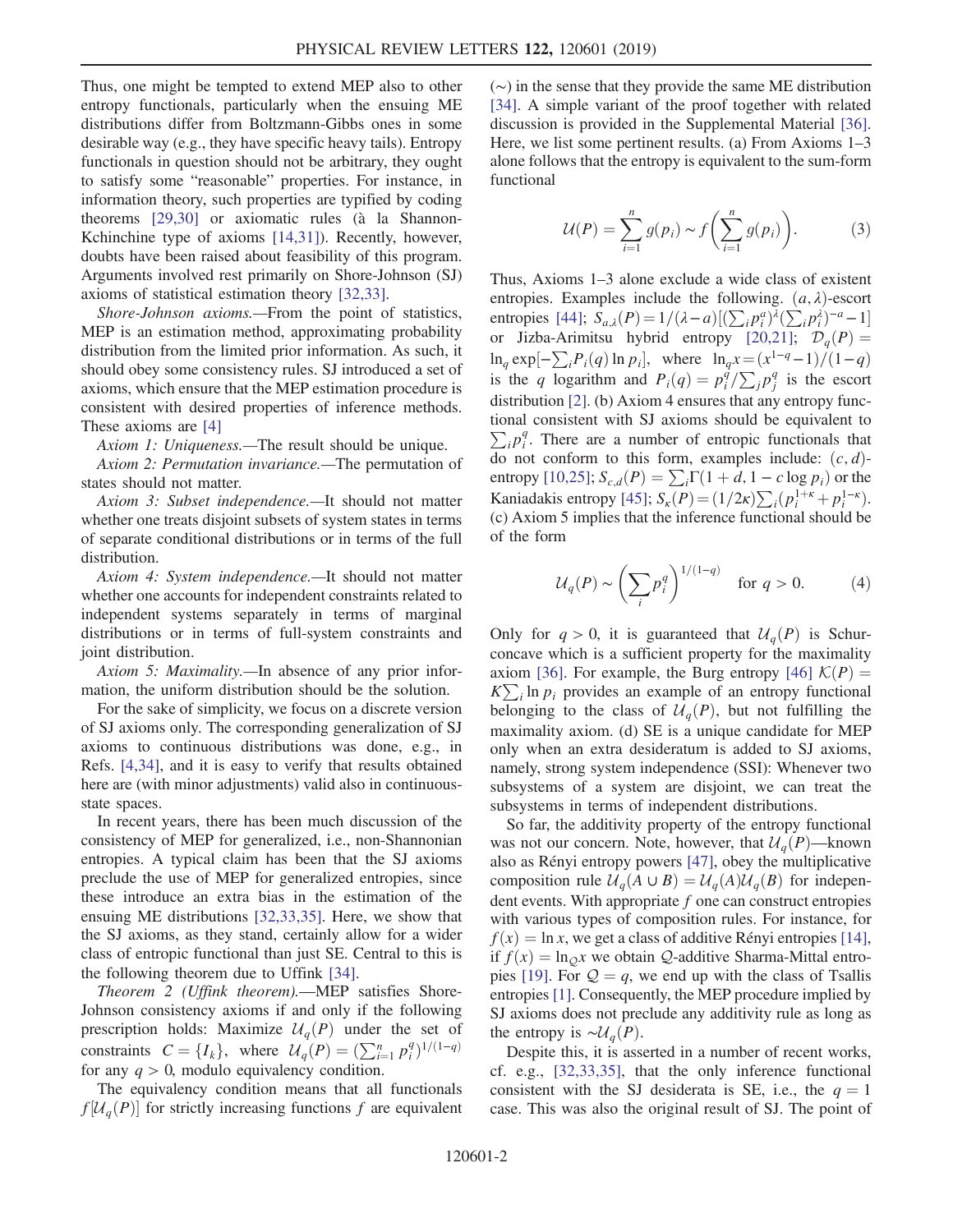Thus, one might be tempted to extend MEP also to other entropy functionals, particularly when the ensuing ME distributions differ from Boltzmann-Gibbs ones in some desirable way (e.g., they have specific heavy tails). Entropy functionals in question should not be arbitrary, they ought to satisfy some "reasonable" properties. For instance, in information theory, such properties are typified by coding theorems [29,30] or axiomatic rules (à la Shannon-Kchinchine type of axioms [14,31]). Recently, however, doubts have been raised about feasibility of this program. Arguments involved rest primarily on Shore-Johnson (SJ) axioms of statistical estimation theory [32,33].

*Shore-Johnson axioms.*—From the point of statistics, MEP is an estimation method, approximating probability distribution from the limited prior information. As such, it should obey some consistency rules. SJ introduced a set of axioms, which ensure that the MEP estimation procedure is consistent with desired properties of inference methods. These axioms are [4]

*Axiom 1: Uniqueness.*—The result should be unique.

*Axiom 2: Permutation invariance.*—The permutation of states should not matter.

*Axiom 3: Subset independence.*—It should not matter whether one treats disjoint subsets of system states in terms of separate conditional distributions or in terms of the full distribution.

*Axiom 4: System independence.*—It should not matter whether one accounts for independent constraints related to independent systems separately in terms of marginal distributions or in terms of full-system constraints and joint distribution.

*Axiom 5: Maximality.*—In absence of any prior information, the uniform distribution should be the solution.

For the sake of simplicity, we focus on a discrete version of SJ axioms only. The corresponding generalization of SJ axioms to continuous distributions was done, e.g., in Refs. [4,34], and it is easy to verify that results obtained here are (with minor adjustments) valid also in continuous-state spaces.

In recent years, there has been much discussion of the consistency of MEP for generalized, i.e., non-Shannonian entropies. A typical claim has been that the SJ axioms preclude the use of MEP for generalized entropies, since these introduce an extra bias in the estimation of the ensuing ME distributions [32,33,35]. Here, we show that the SJ axioms, as they stand, certainly allow for a wider class of entropic functional than just SE. Central to this is the following theorem due to Uffink [34].

*Theorem 2 (Uffink theorem).*—MEP satisfies Shore-Johnson consistency axioms if and only if the following prescription holds: Maximize $\mathcal{U}_q(P)$ under the set of constraints $C = \{I_k\}$, where $\mathcal{U}_q(P) = (\sum_{i=1}^n p_i^q)^{1/(1-q)}$ for any $q > 0$, modulo equivalency condition.

The equivalency condition means that all functionals $f[\mathcal{U}_q(P)]$ for strictly increasing functions $f$ are equivalent ($\sim$) in the sense that they provide the same ME distribution [34]. A simple variant of the proof together with related discussion is provided in the Supplemental Material [36]. Here, we list some pertinent results. (a) From Axioms 1–3 alone follows that the entropy is equivalent to the sum-form functional

$$\mathcal{U}(P) = \sum_{i=1}^n g(p_i) \sim f\left(\sum_{i=1}^n g(p_i)\right). \tag{3}$$

Thus, Axioms 1–3 alone exclude a wide class of existent entropies. Examples include the following. $(a, \lambda)$-escort entropies [44]; $S_{a,\lambda}(P) = 1/(\lambda - a)[(\sum_i p_i^a)^\lambda (\sum_i p_i^\lambda)^{-a} - 1]$ or Jizba-Arimitsu hybrid entropy [20,21]; $\mathcal{D}_q(P) = \ln_q \exp[-\sum_i P_i(q) \ln p_i]$, where $\ln_q x = (x^{1-q} - 1)/(1-q)$ is the $q$ logarithm and $P_i(q) = p_i^q / \sum_j p_j^q$ is the escort distribution [2]. (b) Axiom 4 ensures that any entropy functional consistent with SJ axioms should be equivalent to $\sum_i p_i^q$. There are a number of entropic functionals that do not conform to this form, examples include: $(c, d)$-entropy [10,25]; $S_{c,d}(P) = \sum_i \Gamma(1 + d, 1 - c \log p_i)$ or the Kaniadakis entropy [45]; $S_\kappa(P) = (1/2\kappa) \sum_i (p_i^{1+\kappa} + p_i^{1-\kappa})$. (c) Axiom 5 implies that the inference functional should be of the form

$$\mathcal{U}_q(P) \sim \left(\sum_i p_i^q\right)^{1/(1-q)} \quad \text{for } q > 0. \tag{4}$$

Only for $q > 0$, it is guaranteed that $\mathcal{U}_q(P)$ is Schur-concave which is a sufficient property for the maximality axiom [36]. For example, the Burg entropy [46] $\mathcal{K}(P) = K \sum_i \ln p_i$ provides an example of an entropy functional belonging to the class of $\mathcal{U}_q(P)$, but not fulfilling the maximality axiom. (d) SE is a unique candidate for MEP only when an extra desideratum is added to SJ axioms, namely, strong system independence (SSI): Whenever two subsystems of a system are disjoint, we can treat the subsystems in terms of independent distributions.

So far, the additivity property of the entropy functional was not our concern. Note, however, that $\mathcal{U}_q(P)$—known also as Rényi entropy powers [47], obey the multiplicative composition rule $\mathcal{U}_q(A \cup B) = \mathcal{U}_q(A) \mathcal{U}_q(B)$ for independent events. With appropriate $f$ one can construct entropies with various types of composition rules. For instance, for $f(x) = \ln x$, we get a class of additive Rényi entropies [14], if $f(x) = \ln_\mathcal{Q} x$ we obtain $\mathcal{Q}$-additive Sharma-Mittal entropies [19]. For $\mathcal{Q} = q$, we end up with the class of Tsallis entropies [1]. Consequently, the MEP procedure implied by SJ axioms does not preclude any additivity rule as long as the entropy is $\sim \mathcal{U}_q(P)$.

Despite this, it is asserted in a number of recent works, cf. e.g., [32,33,35], that the only inference functional consistent with the SJ desiderata is SE, i.e., the $q = 1$ case. This was also the original result of SJ. The point of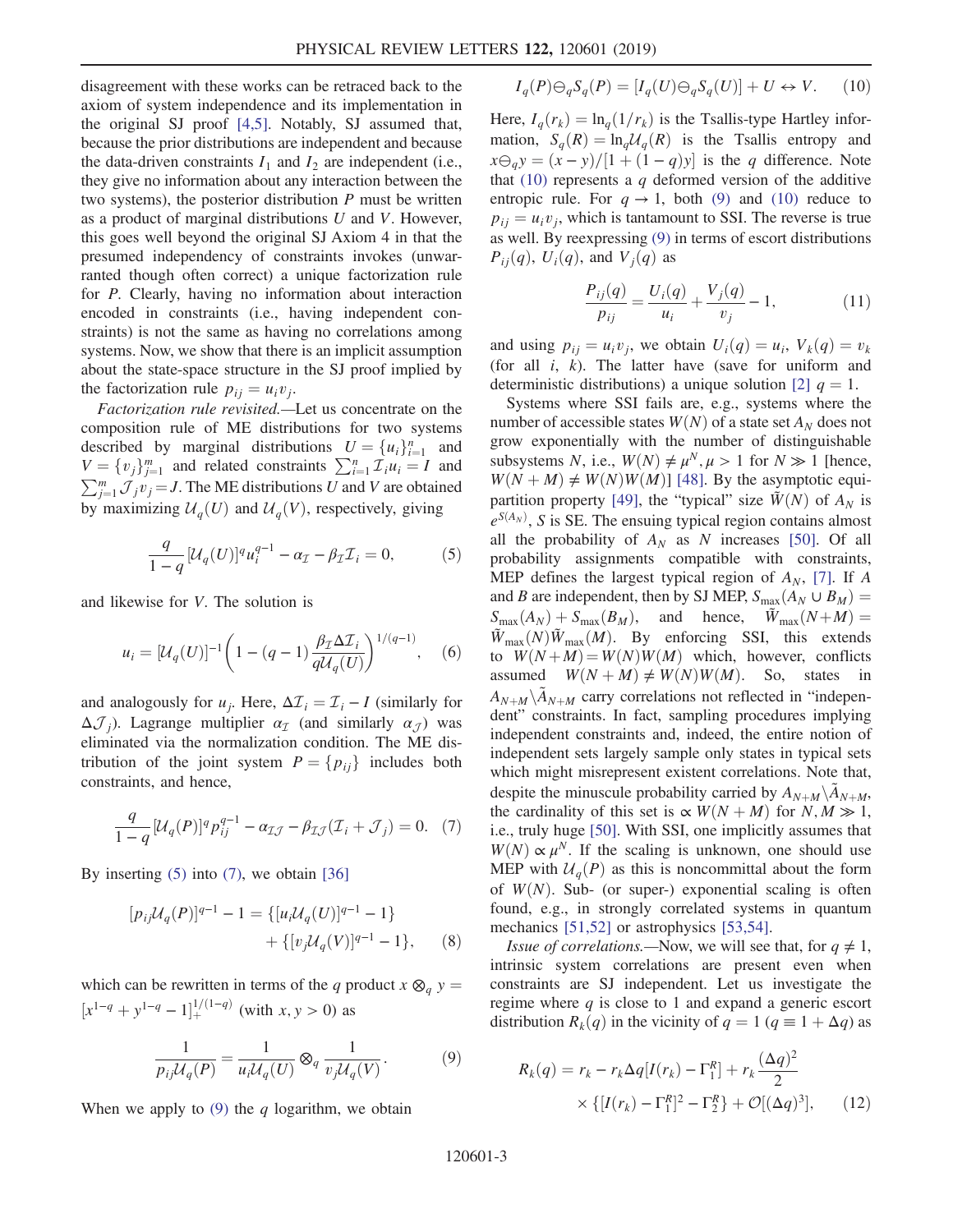disagreement with these works can be retraced back to the axiom of system independence and its implementation in the original SJ proof [4,5]. Notably, SJ assumed that, because the prior distributions are independent and because the data-driven constraints $I_1$ and $I_2$ are independent (i.e., they give no information about any interaction between the two systems), the posterior distribution $P$ must be written as a product of marginal distributions $U$ and $V$. However, this goes well beyond the original SJ Axiom 4 in that the presumed independency of constraints invokes (unwarranted though often correct) a unique factorization rule for $P$. Clearly, having no information about interaction encoded in constraints (i.e., having independent constraints) is not the same as having no correlations among systems. Now, we show that there is an implicit assumption about the state-space structure in the SJ proof implied by the factorization rule $p_{ij} = u_i v_j$.

*Factorization rule revisited.*—Let us concentrate on the composition rule of ME distributions for two systems described by marginal distributions $U = \{u_i\}_{i=1}^n$ and $V = \{v_j\}_{j=1}^m$ and related constraints $\sum_{i=1}^n \mathcal{I}_i u_i = I$ and $\sum_{j=1}^m \mathcal{J}_j v_j = J$. The ME distributions $U$ and $V$ are obtained by maximizing $\mathcal{U}_q(U)$ and $\mathcal{U}_q(V)$, respectively, giving

$$\frac{q}{1-q}[\mathcal{U}_q(U)]^q u_i^{q-1} - \alpha_{\mathcal{I}} - \beta_{\mathcal{I}} \mathcal{I}_i = 0, \tag{5}$$

and likewise for $V$. The solution is

$$u_i = [\mathcal{U}_q(U)]^{-1}\left(1 - (q-1)\frac{\beta_{\mathcal{I}} \Delta \mathcal{I}_i}{q\mathcal{U}_q(U)}\right)^{1/(q-1)}, \tag{6}$$

and analogously for $u_j$. Here, $\Delta \mathcal{I}_i = \mathcal{I}_i - I$ (similarly for $\Delta \mathcal{J}_j$). Lagrange multiplier $\alpha_{\mathcal{I}}$ (and similarly $\alpha_{\mathcal{J}}$) was eliminated via the normalization condition. The ME distribution of the joint system $P = \{p_{ij}\}$ includes both constraints, and hence,

$$\frac{q}{1-q}[\mathcal{U}_q(P)]^q p_{ij}^{q-1} - \alpha_{\mathcal{I}\mathcal{J}} - \beta_{\mathcal{I}\mathcal{J}}(\mathcal{I}_i + \mathcal{J}_j) = 0. \tag{7}$$

By inserting (5) into (7), we obtain [36]

$$[p_{ij}\mathcal{U}_q(P)]^{q-1} - 1 = \{[u_i \mathcal{U}_q(U)]^{q-1} - 1\} + \{[v_j \mathcal{U}_q(V)]^{q-1} - 1\}, \tag{8}$$

which can be rewritten in terms of the $q$ product $x \otimes_q y = [x^{1-q} + y^{1-q} - 1]_+^{1/(1-q)}$ (with $x, y > 0$) as

$$\frac{1}{p_{ij}\mathcal{U}_q(P)} = \frac{1}{u_i \mathcal{U}_q(U)} \otimes_q \frac{1}{v_j \mathcal{U}_q(V)}. \tag{9}$$

When we apply to (9) the $q$ logarithm, we obtain

$$I_q(P) \ominus_q S_q(P) = [I_q(U) \ominus_q S_q(U)] + U \leftrightarrow V. \tag{10}$$

Here, $I_q(r_k) = \ln_q(1/r_k)$ is the Tsallis-type Hartley information, $S_q(R) = \ln_q \mathcal{U}_q(R)$ is the Tsallis entropy and $x \ominus_q y = (x-y)/[1 + (1-q)y]$ is the $q$ difference. Note that (10) represents a $q$ deformed version of the additive entropic rule. For $q \to 1$, both (9) and (10) reduce to $p_{ij} = u_i v_j$, which is tantamount to SSI. The reverse is true as well. By reexpressing (9) in terms of escort distributions $P_{ij}(q)$, $U_i(q)$, and $V_j(q)$ as

$$\frac{P_{ij}(q)}{p_{ij}} = \frac{U_i(q)}{u_i} + \frac{V_j(q)}{v_j} - 1, \tag{11}$$

and using $p_{ij} = u_i v_j$, we obtain $U_i(q) = u_i$, $V_k(q) = v_k$ (for all $i$, $k$). The latter have (save for uniform and deterministic distributions) a unique solution [2] $q = 1$.

Systems where SSI fails are, e.g., systems where the number of accessible states $W(N)$ of a state set $A_N$ does not grow exponentially with the number of distinguishable subsystems $N$, i.e., $W(N) \neq \mu^N, \mu > 1$ for $N \gg 1$ [hence, $W(N+M) \neq W(N)W(M)$] [48]. By the asymptotic equipartition property [49], the "typical" size $\tilde{W}(N)$ of $A_N$ is $e^{S(A_N)}$, $S$ is SE. The ensuing typical region contains almost all the probability of $A_N$ as $N$ increases [50]. Of all probability assignments compatible with constraints, MEP defines the largest typical region of $A_N$, [7]. If $A$ and $B$ are independent, then by SJ MEP, $S_{\max}(A_N \cup B_M) = S_{\max}(A_N) + S_{\max}(B_M)$, and hence, $\tilde{W}_{\max}(N+M) = \tilde{W}_{\max}(N)\tilde{W}_{\max}(M)$. By enforcing SSI, this extends to $W(N+M) = W(N)W(M)$ which, however, conflicts assumed $W(N+M) \neq W(N)W(M)$. So, states in $A_{N+M} \backslash \tilde{A}_{N+M}$ carry correlations not reflected in "independent" constraints. In fact, sampling procedures implying independent constraints and, indeed, the entire notion of independent sets largely sample only states in typical sets which might misrepresent existent correlations. Note that, despite the minuscule probability carried by $A_{N+M} \backslash \tilde{A}_{N+M}$, the cardinality of this set is $\propto W(N+M)$ for $N, M \gg 1$, i.e., truly huge [50]. With SSI, one implicitly assumes that $W(N) \propto \mu^N$. If the scaling is unknown, one should use MEP with $\mathcal{U}_q(P)$ as this is noncommittal about the form of $W(N)$. Sub- (or super-) exponential scaling is often found, e.g., in strongly correlated systems in quantum mechanics [51,52] or astrophysics [53,54].

*Issue of correlations.*—Now, we will see that, for $q \neq 1$, intrinsic system correlations are present even when constraints are SJ independent. Let us investigate the regime where $q$ is close to 1 and expand a generic escort distribution $R_k(q)$ in the vicinity of $q = 1$ ($q \equiv 1 + \Delta q$) as

$$R_k(q) = r_k - r_k \Delta q[I(r_k) - \Gamma_1^R] + r_k \frac{(\Delta q)^2}{2} \times \{[I(r_k) - \Gamma_1^R]^2 - \Gamma_2^R\} + \mathcal{O}[(\Delta q)^3], \tag{12}$$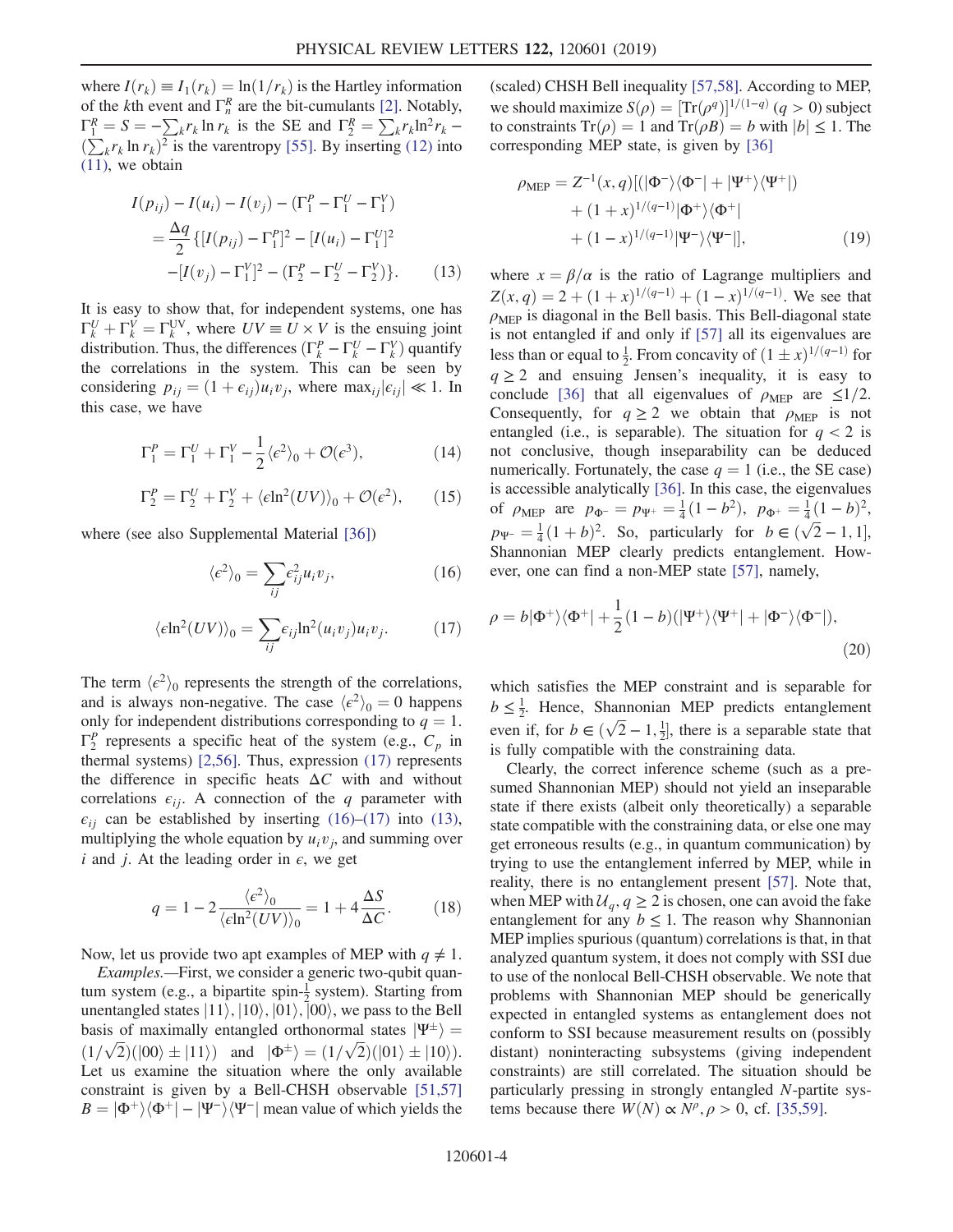where $I(r_k) \equiv I_1(r_k) = \ln(1/r_k)$ is the Hartley information of the $k$th event and $\Gamma_n^R$ are the bit-cumulants [2]. Notably, $\Gamma_1^R = S = -\sum_k r_k \ln r_k$ is the SE and $\Gamma_2^R = \sum_k r_k \ln^2 r_k - (\sum_k r_k \ln r_k)^2$ is the varentropy [55]. By inserting (12) into (11), we obtain

$$
\begin{aligned}
I(p_{ij}) - I(u_i) - I(v_j) - (\Gamma_1^P - \Gamma_1^U - \Gamma_1^V) \\
= \frac{\Delta q}{2}\{[I(p_{ij}) - \Gamma_1^P]^2 - [I(u_i) - \Gamma_1^U]^2 \\
-[I(v_j) - \Gamma_1^V]^2 - (\Gamma_2^P - \Gamma_2^U - \Gamma_2^V)\}. \quad (13)
\end{aligned}
$$

It is easy to show that, for independent systems, one has $\Gamma_k^U + \Gamma_k^V = \Gamma_k^{UV}$, where $UV \equiv U \times V$ is the ensuing joint distribution. Thus, the differences $(\Gamma_k^P - \Gamma_k^U - \Gamma_k^V)$ quantify the correlations in the system. This can be seen by considering $p_{ij} = (1 + \epsilon_{ij}) u_i v_j$, where $\max_{ij} |\epsilon_{ij}| \ll 1$. In this case, we have

$$
\Gamma_1^P = \Gamma_1^U + \Gamma_1^V - \frac{1}{2}\langle \epsilon^2 \rangle_0 + \mathcal{O}(\epsilon^3), \quad (14)
$$

$$
\Gamma_2^P = \Gamma_2^U + \Gamma_2^V + \langle \epsilon \ln^2(UV) \rangle_0 + \mathcal{O}(\epsilon^2), \quad (15)
$$

where (see also Supplemental Material [36])

$$
\langle \epsilon^2 \rangle_0 = \sum_{ij} \epsilon_{ij}^2 u_i v_j, \quad (16)
$$

$$
\langle \epsilon \ln^2(UV) \rangle_0 = \sum_{ij} \epsilon_{ij} \ln^2(u_i v_j) u_i v_j. \quad (17)
$$

The term $\langle \epsilon^2 \rangle_0$ represents the strength of the correlations, and is always non-negative. The case $\langle \epsilon^2 \rangle_0 = 0$ happens only for independent distributions corresponding to $q = 1$. $\Gamma_2^P$ represents a specific heat of the system (e.g., $C_p$ in thermal systems) [2,56]. Thus, expression (17) represents the difference in specific heats $\Delta C$ with and without correlations $\epsilon_{ij}$. A connection of the $q$ parameter with $\epsilon_{ij}$ can be established by inserting (16)–(17) into (13), multiplying the whole equation by $u_i v_j$, and summing over $i$ and $j$. At the leading order in $\epsilon$, we get

$$
q = 1 - 2\frac{\langle \epsilon^2 \rangle_0}{\langle \epsilon \ln^2(UV) \rangle_0} = 1 + 4\frac{\Delta S}{\Delta C}. \quad (18)
$$

Now, let us provide two apt examples of MEP with $q \neq 1$.

*Examples.*—First, we consider a generic two-qubit quantum system (e.g., a bipartite spin-$\frac{1}{2}$ system). Starting from unentangled states $|11\rangle, |10\rangle, |01\rangle, |00\rangle$, we pass to the Bell basis of maximally entangled orthonormal states $|\Psi^{\pm}\rangle = (1/\sqrt{2})(|00\rangle \pm |11\rangle)$ and $|\Phi^{\pm}\rangle = (1/\sqrt{2})(|01\rangle \pm |10\rangle)$. Let us examine the situation where the only available constraint is given by a Bell-CHSH observable [51,57] $B = |\Phi^+\rangle\langle\Phi^+| - |\Psi^-\rangle\langle\Psi^-|$ mean value of which yields the (scaled) CHSH Bell inequality [57,58]. According to MEP, we should maximize $S(\rho) = [\mathrm{Tr}(\rho^q)]^{1/(1-q)}$ ($q > 0$) subject to constraints $\mathrm{Tr}(\rho) = 1$ and $\mathrm{Tr}(\rho B) = b$ with $|b| \leq 1$. The corresponding MEP state, is given by [36]

$$
\begin{aligned}
\rho_{\text{MEP}} = Z^{-1}(x, q)[(|\Phi^-\rangle\langle\Phi^-| + |\Psi^+\rangle\langle\Psi^+|) \\
+ (1 + x)^{1/(q-1)}|\Phi^+\rangle\langle\Phi^+| \\
+ (1 - x)^{1/(q-1)}|\Psi^-\rangle\langle\Psi^-|], \quad (19)
\end{aligned}
$$

where $x = \beta/\alpha$ is the ratio of Lagrange multipliers and $Z(x, q) = 2 + (1 + x)^{1/(q-1)} + (1 - x)^{1/(q-1)}$. We see that $\rho_{\text{MEP}}$ is diagonal in the Bell basis. This Bell-diagonal state is not entangled if and only if [57] all its eigenvalues are less than or equal to $\frac{1}{2}$. From concavity of $(1 \pm x)^{1/(q-1)}$ for $q \geq 2$ and ensuing Jensen's inequality, it is easy to conclude [36] that all eigenvalues of $\rho_{\text{MEP}}$ are $\leq 1/2$. Consequently, for $q \geq 2$ we obtain that $\rho_{\text{MEP}}$ is not entangled (i.e., is separable). The situation for $q < 2$ is not conclusive, though inseparability can be deduced numerically. Fortunately, the case $q = 1$ (i.e., the SE case) is accessible analytically [36]. In this case, the eigenvalues of $\rho_{\text{MEP}}$ are $p_{\Phi^-} = p_{\Psi^+} = \frac{1}{4}(1 - b^2)$, $p_{\Phi^+} = \frac{1}{4}(1 - b)^2$, $p_{\Psi^-} = \frac{1}{4}(1 + b)^2$. So, particularly for $b \in (\sqrt{2} - 1, 1]$, Shannonian MEP clearly predicts entanglement. However, one can find a non-MEP state [57], namely,

$$
\rho = b|\Phi^+\rangle\langle\Phi^+| + \frac{1}{2}(1 - b)(|\Psi^+\rangle\langle\Psi^+| + |\Phi^-\rangle\langle\Phi^-|), \quad (20)
$$

which satisfies the MEP constraint and is separable for $b \leq \frac{1}{2}$. Hence, Shannonian MEP predicts entanglement even if, for $b \in (\sqrt{2} - 1, \frac{1}{2}]$, there is a separable state that is fully compatible with the constraining data.

Clearly, the correct inference scheme (such as a presumed Shannonian MEP) should not yield an inseparable state if there exists (albeit only theoretically) a separable state compatible with the constraining data, or else one may get erroneous results (e.g., in quantum communication) by trying to use the entanglement inferred by MEP, while in reality, there is no entanglement present [57]. Note that, when MEP with $\mathcal{U}_q, q \geq 2$ is chosen, one can avoid the fake entanglement for any $b \leq 1$. The reason why Shannonian MEP implies spurious (quantum) correlations is that, in that analyzed quantum system, it does not comply with SSI due to use of the nonlocal Bell-CHSH observable. We note that problems with Shannonian MEP should be generically expected in entangled systems as entanglement does not conform to SSI because measurement results on (possibly distant) noninteracting subsystems (giving independent constraints) are still correlated. The situation should be particularly pressing in strongly entangled $N$-partite systems because there $W(N) \propto N^{\rho}, \rho > 0$, cf. [35,59].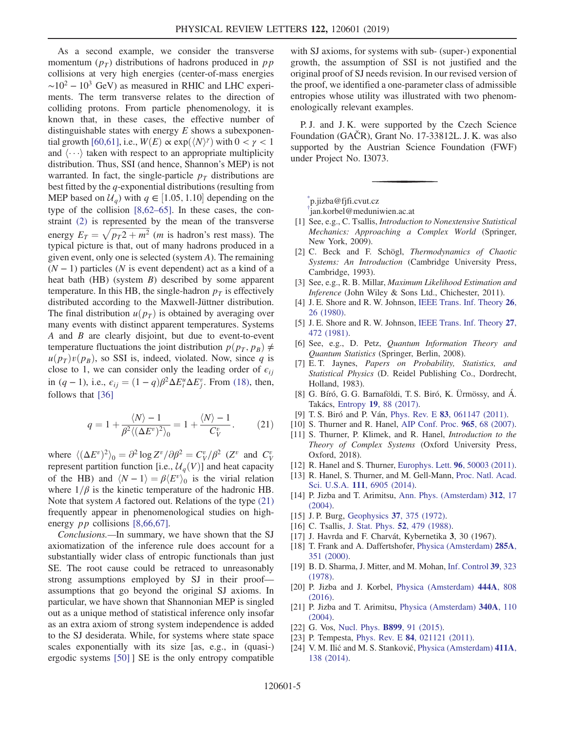As a second example, we consider the transverse momentum ($p_T$) distributions of hadrons produced in $pp$ collisions at very high energies (center-of-mass energies $\sim 10^2 - 10^3$ GeV) as measured in RHIC and LHC experiments. The term transverse relates to the direction of colliding protons. From particle phenomenology, it is known that, in these cases, the effective number of distinguishable states with energy $E$ shows a subexponential growth [60,61], i.e., $W(E) \propto \exp(\langle N \rangle^\gamma)$ with $0 < \gamma < 1$ and $\langle \cdots \rangle$ taken with respect to an appropriate multiplicity distribution. Thus, SSI (and hence, Shannon's MEP) is not warranted. In fact, the single-particle $p_T$ distributions are best fitted by the $q$-exponential distributions (resulting from MEP based on $\mathcal{U}_q$) with $q \in [1.05, 1.10]$ depending on the type of the collision [8,62–65]. In these cases, the constraint (2) is represented by the mean of the transverse energy $E_T = \sqrt{p_T 2 + m^2}$ ($m$ is hadron's rest mass). The typical picture is that, out of many hadrons produced in a given event, only one is selected (system $A$). The remaining $(N - 1)$ particles ($N$ is event dependent) act as a kind of a heat bath (HB) (system $B$) described by some apparent temperature. In this HB, the single-hadron $p_T$ is effectively distributed according to the Maxwell-Jüttner distribution. The final distribution $u(p_T)$ is obtained by averaging over many events with distinct apparent temperatures. Systems $A$ and $B$ are clearly disjoint, but due to event-to-event temperature fluctuations the joint distribution $p(p_T, p_B) \neq u(p_T)v(p_B)$, so SSI is, indeed, violated. Now, since $q$ is close to 1, we can consider only the leading order of $\epsilon_{ij}$ in $(q - 1)$, i.e., $\epsilon_{ij} = (1 - q)\beta^2 \Delta E_i^u \Delta E_j^v$. From (18), then, follows that [36]

$$
q = 1 + \frac{\langle N \rangle - 1}{\beta^2 \langle (\Delta E^v)^2 \rangle_0} = 1 + \frac{\langle N \rangle - 1}{C_V^v}. \tag{21}
$$

where $\langle (\Delta E^v)^2 \rangle_0 = \partial^2 \log Z^v / \partial \beta^2 = C_V^v / \beta^2$ ($Z^v$ and $C_V^v$ represent partition function [i.e., $\mathcal{U}_q(V)$] and heat capacity of the HB) and $\langle N - 1 \rangle = \beta \langle E^v \rangle_0$ is the virial relation where $1/\beta$ is the kinetic temperature of the hadronic HB. Note that system $A$ factored out. Relations of the type (21) frequently appear in phenomenological studies on high-energy $pp$ collisions [8,66,67].

*Conclusions.*—In summary, we have shown that the SJ axiomatization of the inference rule does account for a substantially wider class of entropic functionals than just SE. The root cause could be retraced to unreasonably strong assumptions employed by SJ in their proof—assumptions that go beyond the original SJ axioms. In particular, we have shown that Shannonian MEP is singled out as a unique method of statistical inference only insofar as an extra axiom of strong system independence is added to the SJ desiderata. While, for systems where state space scales exponentially with its size [as, e.g., in (quasi-) ergodic systems [50] ] SE is the only entropy compatible with SJ axioms, for systems with sub- (super-) exponential growth, the assumption of SSI is not justified and the original proof of SJ needs revision. In our revised version of the proof, we identified a one-parameter class of admissible entropies whose utility was illustrated with two phenomenologically relevant examples.

P. J. and J. K. were supported by the Czech Science Foundation (GAČR), Grant No. 17-33812L. J. K. was also supported by the Austrian Science Foundation (FWF) under Project No. I3073.

---

[*] p.jizba@fjfi.cvut.cz

[†] jan.korbel@meduniwien.ac.at

[1] See, e.g., C. Tsallis, *Introduction to Nonextensive Statistical Mechanics: Approaching a Complex World* (Springer, New York, 2009).

[2] C. Beck and F. Schögl, *Thermodynamics of Chaotic Systems: An Introduction* (Cambridge University Press, Cambridge, 1993).

[3] See, e.g., R. B. Millar, *Maximum Likelihood Estimation and Inference* (John Wiley & Sons Ltd., Chichester, 2011).

[4] J. E. Shore and R. W. Johnson, IEEE Trans. Inf. Theory **26**, 26 (1980).

[5] J. E. Shore and R. W. Johnson, IEEE Trans. Inf. Theory **27**, 472 (1981).

[6] See, e.g., D. Petz, *Quantum Information Theory and Quantum Statistics* (Springer, Berlin, 2008).

[7] E. T. Jaynes, *Papers on Probability, Statistics, and Statistical Physics* (D. Reidel Publishing Co., Dordrecht, Holland, 1983).

[8] G. Bíró, G. G. Barnaföldi, T. S. Biró, K. Ürmössy, and Á. Takács, Entropy **19**, 88 (2017).

[9] T. S. Biró and P. Ván, Phys. Rev. E **83**, 061147 (2011).

[10] S. Thurner and R. Hanel, AIP Conf. Proc. **965**, 68 (2007).

[11] S. Thurner, P. Klimek, and R. Hanel, *Introduction to the Theory of Complex Systems* (Oxford University Press, Oxford, 2018).

[12] R. Hanel and S. Thurner, Europhys. Lett. **96**, 50003 (2011).

[13] R. Hanel, S. Thurner, and M. Gell-Mann, Proc. Natl. Acad. Sci. U.S.A. **111**, 6905 (2014).

[14] P. Jizba and T. Arimitsu, Ann. Phys. (Amsterdam) **312**, 17 (2004).

[15] J. P. Burg, Geophysics **37**, 375 (1972).

[16] C. Tsallis, J. Stat. Phys. **52**, 479 (1988).

[17] J. Havrda and F. Charvát, Kybernetika **3**, 30 (1967).

[18] T. Frank and A. Daffertshofer, Physica (Amsterdam) **285A**, 351 (2000).

[19] B. D. Sharma, J. Mitter, and M. Mohan, Inf. Control **39**, 323 (1978).

[20] P. Jizba and J. Korbel, Physica (Amsterdam) **444A**, 808 (2016).

[21] P. Jizba and T. Arimitsu, Physica (Amsterdam) **340A**, 110 (2004).

[22] G. Vos, Nucl. Phys. **B899**, 91 (2015).

[23] P. Tempesta, Phys. Rev. E **84**, 021121 (2011).

[24] V. M. Ilić and M. S. Stanković, Physica (Amsterdam) **411A**, 138 (2014).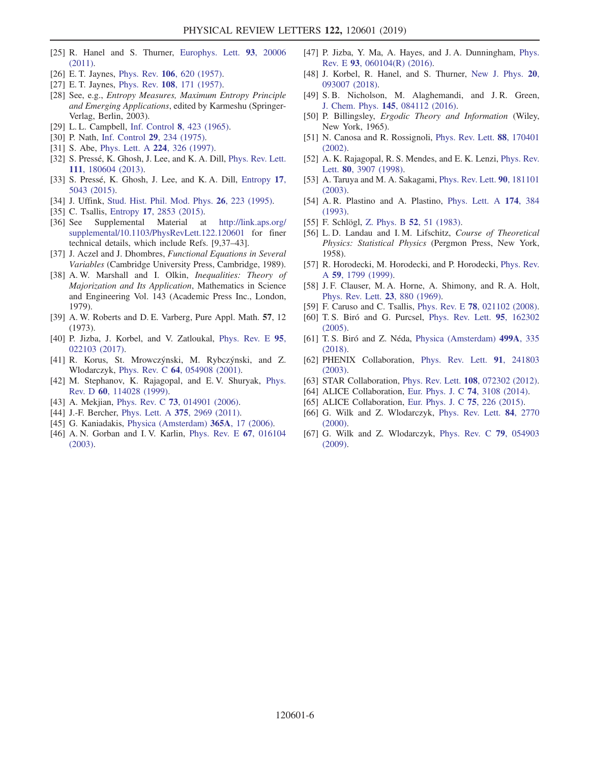[25] R. Hanel and S. Thurner, Europhys. Lett. **93**, 20006 (2011).

[26] E. T. Jaynes, Phys. Rev. **106**, 620 (1957).

[27] E. T. Jaynes, Phys. Rev. **108**, 171 (1957).

[28] See, e.g., *Entropy Measures, Maximum Entropy Principle and Emerging Applications*, edited by Karmeshu (Springer-Verlag, Berlin, 2003).

[29] L. L. Campbell, Inf. Control **8**, 423 (1965).

[30] P. Nath, Inf. Control **29**, 234 (1975).

[31] S. Abe, Phys. Lett. A **224**, 326 (1997).

[32] S. Pressé, K. Ghosh, J. Lee, and K. A. Dill, Phys. Rev. Lett. **111**, 180604 (2013).

[33] S. Pressé, K. Ghosh, J. Lee, and K. A. Dill, Entropy **17**, 5043 (2015).

[34] J. Uffink, Stud. Hist. Phil. Mod. Phys. **26**, 223 (1995).

[35] C. Tsallis, Entropy **17**, 2853 (2015).

[36] See Supplemental Material at http://link.aps.org/supplemental/10.1103/PhysRevLett.122.120601 for finer technical details, which include Refs. [9,37–43].

[37] J. Aczel and J. Dhombres, *Functional Equations in Several Variables* (Cambridge University Press, Cambridge, 1989).

[38] A. W. Marshall and I. Olkin, *Inequalities: Theory of Majorization and Its Application*, Mathematics in Science and Engineering Vol. 143 (Academic Press Inc., London, 1979).

[39] A. W. Roberts and D. E. Varberg, Pure Appl. Math. **57**, 12 (1973).

[40] P. Jizba, J. Korbel, and V. Zatloukal, Phys. Rev. E **95**, 022103 (2017).

[41] R. Korus, St. Mrowczýnski, M. Rybczýnski, and Z. Wlodarczyk, Phys. Rev. C **64**, 054908 (2001).

[42] M. Stephanov, K. Rajagopal, and E. V. Shuryak, Phys. Rev. D **60**, 114028 (1999).

[43] A. Mekjian, Phys. Rev. C **73**, 014901 (2006).

[44] J.-F. Bercher, Phys. Lett. A **375**, 2969 (2011).

[45] G. Kaniadakis, Physica (Amsterdam) **365A**, 17 (2006).

[46] A. N. Gorban and I. V. Karlin, Phys. Rev. E **67**, 016104 (2003).

[47] P. Jizba, Y. Ma, A. Hayes, and J. A. Dunningham, Phys. Rev. E **93**, 060104(R) (2016).

[48] J. Korbel, R. Hanel, and S. Thurner, New J. Phys. **20**, 093007 (2018).

[49] S. B. Nicholson, M. Alaghemandi, and J. R. Green, J. Chem. Phys. **145**, 084112 (2016).

[50] P. Billingsley, *Ergodic Theory and Information* (Wiley, New York, 1965).

[51] N. Canosa and R. Rossignoli, Phys. Rev. Lett. **88**, 170401 (2002).

[52] A. K. Rajagopal, R. S. Mendes, and E. K. Lenzi, Phys. Rev. Lett. **80**, 3907 (1998).

[53] A. Taruya and M. A. Sakagami, Phys. Rev. Lett. **90**, 181101 (2003).

[54] A. R. Plastino and A. Plastino, Phys. Lett. A **174**, 384 (1993).

[55] F. Schlögl, Z. Phys. B **52**, 51 (1983).

[56] L. D. Landau and I. M. Lifschitz, *Course of Theoretical Physics: Statistical Physics* (Pergmon Press, New York, 1958).

[57] R. Horodecki, M. Horodecki, and P. Horodecki, Phys. Rev. A **59**, 1799 (1999).

[58] J. F. Clauser, M. A. Horne, A. Shimony, and R. A. Holt, Phys. Rev. Lett. **23**, 880 (1969).

[59] F. Caruso and C. Tsallis, Phys. Rev. E **78**, 021102 (2008).

[60] T. S. Biró and G. Purcsel, Phys. Rev. Lett. **95**, 162302 (2005).

[61] T. S. Biró and Z. Néda, Physica (Amsterdam) **499A**, 335 (2018).

[62] PHENIX Collaboration, Phys. Rev. Lett. **91**, 241803 (2003).

[63] STAR Collaboration, Phys. Rev. Lett. **108**, 072302 (2012).

[64] ALICE Collaboration, Eur. Phys. J. C **74**, 3108 (2014).

[65] ALICE Collaboration, Eur. Phys. J. C **75**, 226 (2015).

[66] G. Wilk and Z. Wlodarczyk, Phys. Rev. Lett. **84**, 2770 (2000).

[67] G. Wilk and Z. Wlodarczyk, Phys. Rev. C **79**, 054903 (2009).